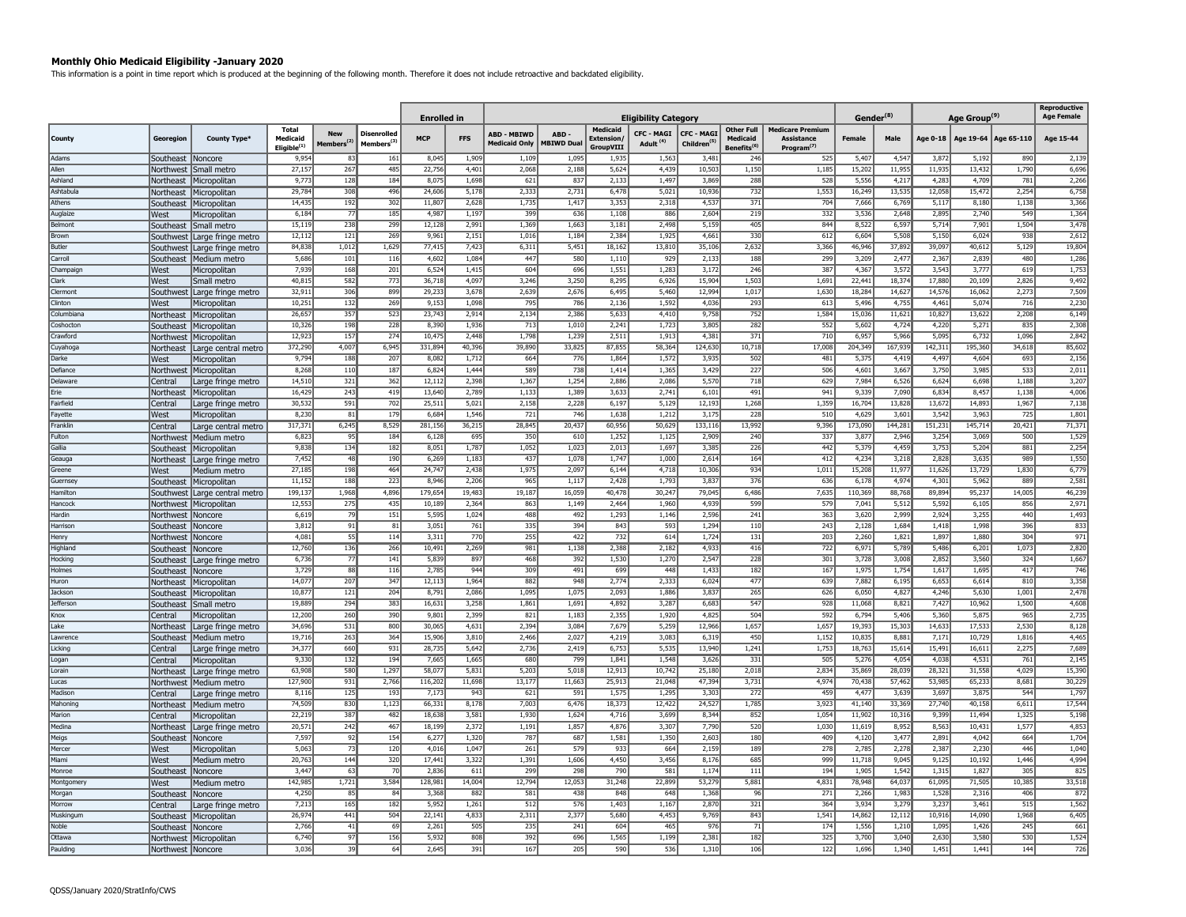## Monthly Ohio Medicaid Eligibility -January 2020

This information is a point in time report which is produced at the beginning of the following month. Therefore it does not include retroactive and backdated eligibility.

| County | Georegion | County Type* | Total Medicaid Eligible[1] | New Members[2] | Disenrolled Members[3] | Enrolled in | | Eligibility Category | | | | | | | | Gender[8] | | Age Group[9] | | | Reproductive Age Female |
|---|---|---|---|---|---|---|---|---|---|---|---|---|---|---|---|---|---|---|---|---|---|
| | | | | | | MCP | FFS | ABD - MBIWD Medicaid Only | ABD - MBIWD Dual | Medicaid Extension/ GroupVIII | CFC - MAGI Adult[4] | CFC - MAGI Children[5] | Other Full Medicaid Benefits[6] | Medicare Premium Assistance Program[7] | Female | Male | Age 0-18 | Age 19-64 | Age 65-110 | Age 15-44 |
| Adams | Southeast | Noncore | 9,954 | 83 | 161 | 8,045 | 1,909 | 1,109 | 1,095 | 1,935 | 1,563 | 3,481 | 246 | 525 | 5,407 | 4,547 | 3,872 | 5,192 | 890 | 2,139 |
| Allen | Northwest | Small metro | 27,157 | 267 | 485 | 22,756 | 4,401 | 2,068 | 2,188 | 5,624 | 4,439 | 10,503 | 1,150 | 1,185 | 15,202 | 11,955 | 11,935 | 13,432 | 1,790 | 6,696 |
| Ashland | Northeast | Micropolitan | 9,773 | 128 | 184 | 8,075 | 1,698 | 621 | 837 | 2,133 | 1,497 | 3,869 | 288 | 528 | 5,556 | 4,217 | 4,283 | 4,709 | 781 | 2,266 |
| Ashtabula | Northeast | Micropolitan | 29,784 | 308 | 496 | 24,606 | 5,178 | 2,333 | 2,731 | 6,478 | 5,021 | 10,936 | 732 | 1,553 | 16,249 | 13,535 | 12,058 | 15,472 | 2,254 | 6,758 |
| Athens | Southeast | Micropolitan | 14,435 | 192 | 302 | 11,807 | 2,628 | 1,735 | 1,417 | 3,353 | 2,318 | 4,537 | 371 | 704 | 7,666 | 6,769 | 5,117 | 8,180 | 1,138 | 3,366 |
| Auglaize | West | Micropolitan | 6,184 | 77 | 185 | 4,987 | 1,197 | 399 | 636 | 1,108 | 886 | 2,604 | 219 | 332 | 3,536 | 2,648 | 2,895 | 2,740 | 549 | 1,364 |
| Belmont | Southeast | Small metro | 15,119 | 238 | 299 | 12,128 | 2,991 | 1,369 | 1,663 | 3,181 | 2,498 | 5,159 | 405 | 844 | 8,522 | 6,597 | 5,714 | 7,901 | 1,504 | 3,478 |
| Brown | Southwest | Large fringe metro | 12,112 | 121 | 269 | 9,961 | 2,151 | 1,016 | 1,184 | 2,384 | 1,925 | 4,661 | 330 | 612 | 6,604 | 5,508 | 5,150 | 6,024 | 938 | 2,612 |
| Butler | Southwest | Large fringe metro | 84,838 | 1,012 | 1,629 | 77,415 | 7,423 | 6,311 | 5,451 | 18,162 | 13,810 | 35,106 | 2,632 | 3,366 | 46,946 | 37,892 | 39,097 | 40,612 | 5,129 | 19,804 |
| Carroll | Southeast | Medium metro | 5,686 | 101 | 116 | 4,602 | 1,084 | 447 | 580 | 1,110 | 929 | 2,133 | 188 | 299 | 3,209 | 2,477 | 2,367 | 2,839 | 480 | 1,286 |
| Champaign | West | Micropolitan | 7,939 | 168 | 201 | 6,524 | 1,415 | 604 | 696 | 1,551 | 1,283 | 3,172 | 246 | 387 | 4,367 | 3,572 | 3,543 | 3,777 | 619 | 1,753 |
| Clark | West | Small metro | 40,815 | 582 | 773 | 36,718 | 4,097 | 3,246 | 3,250 | 8,295 | 6,926 | 15,904 | 1,503 | 1,691 | 22,441 | 18,374 | 17,880 | 20,109 | 2,826 | 9,492 |
| Clermont | Southwest | Large fringe metro | 32,911 | 306 | 899 | 29,233 | 3,678 | 2,639 | 2,676 | 6,495 | 5,460 | 12,994 | 1,017 | 1,630 | 18,284 | 14,627 | 14,576 | 16,062 | 2,273 | 7,509 |
| Clinton | West | Micropolitan | 10,251 | 132 | 269 | 9,153 | 1,098 | 795 | 786 | 2,136 | 1,592 | 4,036 | 293 | 613 | 5,496 | 4,755 | 4,461 | 5,074 | 716 | 2,230 |
| Columbiana | Northeast | Micropolitan | 26,657 | 357 | 523 | 23,743 | 2,914 | 2,134 | 2,386 | 5,633 | 4,410 | 9,758 | 752 | 1,584 | 15,036 | 11,621 | 10,827 | 13,622 | 2,208 | 6,149 |
| Coshocton | Southeast | Micropolitan | 10,326 | 198 | 228 | 8,390 | 1,936 | 713 | 1,010 | 2,241 | 1,723 | 3,805 | 282 | 552 | 5,602 | 4,724 | 4,220 | 5,271 | 835 | 2,308 |
| Crawford | Northwest | Micropolitan | 12,923 | 157 | 274 | 10,475 | 2,448 | 1,798 | 1,239 | 2,511 | 1,913 | 4,381 | 371 | 710 | 6,957 | 5,966 | 5,095 | 6,732 | 1,096 | 2,842 |
| Cuyahoga | Northeast | Large central metro | 372,290 | 4,007 | 6,945 | 331,894 | 40,396 | 39,890 | 33,825 | 87,855 | 58,364 | 124,630 | 10,718 | 17,008 | 204,349 | 167,939 | 142,311 | 195,360 | 34,618 | 85,602 |
| Darke | West | Micropolitan | 9,794 | 188 | 207 | 8,082 | 1,712 | 664 | 776 | 1,864 | 1,572 | 3,935 | 502 | 481 | 5,375 | 4,419 | 4,497 | 4,604 | 693 | 2,156 |
| Defiance | Northwest | Micropolitan | 8,268 | 110 | 187 | 6,824 | 1,444 | 589 | 738 | 1,414 | 1,365 | 3,429 | 227 | 506 | 4,601 | 3,667 | 3,750 | 3,985 | 533 | 2,011 |
| Delaware | Central | Large fringe metro | 14,510 | 321 | 362 | 12,112 | 2,398 | 1,367 | 1,254 | 2,886 | 2,086 | 5,570 | 718 | 629 | 7,984 | 6,526 | 6,624 | 6,698 | 1,188 | 3,207 |
| Erie | Northeast | Micropolitan | 16,429 | 243 | 419 | 13,640 | 2,789 | 1,133 | 1,389 | 3,633 | 2,741 | 6,101 | 491 | 941 | 9,339 | 7,090 | 6,834 | 8,457 | 1,138 | 4,006 |
| Fairfield | Central | Large fringe metro | 30,532 | 591 | 702 | 25,511 | 5,021 | 2,158 | 2,228 | 6,197 | 5,129 | 12,193 | 1,268 | 1,359 | 16,704 | 13,828 | 13,672 | 14,893 | 1,967 | 7,138 |
| Fayette | West | Micropolitan | 8,230 | 81 | 179 | 6,684 | 1,546 | 721 | 746 | 1,638 | 1,212 | 3,175 | 228 | 510 | 4,629 | 3,601 | 3,542 | 3,963 | 725 | 1,801 |
| Franklin | Central | Large central metro | 317,371 | 6,245 | 8,529 | 281,156 | 36,215 | 28,845 | 20,437 | 60,956 | 50,629 | 133,116 | 13,992 | 9,396 | 173,090 | 144,281 | 151,231 | 145,714 | 20,421 | 71,371 |
| Fulton | Northwest | Medium metro | 6,823 | 95 | 184 | 6,128 | 695 | 350 | 610 | 1,252 | 1,125 | 2,909 | 240 | 337 | 3,877 | 2,946 | 3,254 | 3,069 | 500 | 1,529 |
| Gallia | Southeast | Micropolitan | 9,838 | 134 | 182 | 8,051 | 1,787 | 1,052 | 1,023 | 2,013 | 1,697 | 3,385 | 226 | 442 | 5,379 | 4,459 | 3,753 | 5,204 | 881 | 2,254 |
| Geauga | Northeast | Large fringe metro | 7,452 | 48 | 190 | 6,269 | 1,183 | 437 | 1,078 | 1,747 | 1,000 | 2,614 | 164 | 412 | 4,234 | 3,218 | 2,828 | 3,635 | 989 | 1,550 |
| Greene | West | Medium metro | 27,185 | 198 | 464 | 24,747 | 2,438 | 1,975 | 2,097 | 6,144 | 4,718 | 10,306 | 934 | 1,011 | 15,208 | 11,977 | 11,626 | 13,729 | 1,830 | 6,779 |
| Guernsey | Southeast | Micropolitan | 11,152 | 188 | 223 | 8,946 | 2,206 | 965 | 1,117 | 2,428 | 1,793 | 3,837 | 376 | 636 | 6,178 | 4,974 | 4,301 | 5,962 | 889 | 2,581 |
| Hamilton | Southwest | Large central metro | 199,137 | 1,968 | 4,896 | 179,654 | 19,483 | 19,187 | 16,059 | 40,478 | 30,247 | 79,045 | 6,486 | 7,635 | 110,369 | 88,768 | 89,894 | 95,237 | 14,005 | 46,239 |
| Hancock | Northwest | Micropolitan | 12,553 | 275 | 435 | 10,189 | 2,364 | 863 | 1,149 | 2,464 | 1,960 | 4,939 | 599 | 579 | 7,041 | 5,512 | 5,592 | 6,105 | 856 | 2,971 |
| Hardin | Northwest | Noncore | 6,619 | 79 | 151 | 5,595 | 1,024 | 488 | 492 | 1,293 | 1,146 | 2,596 | 241 | 363 | 3,620 | 2,999 | 2,924 | 3,255 | 440 | 1,493 |
| Harrison | Southeast | Noncore | 3,812 | 91 | 81 | 3,051 | 761 | 335 | 394 | 843 | 593 | 1,294 | 110 | 243 | 2,128 | 1,684 | 1,418 | 1,998 | 396 | 833 |
| Henry | Northwest | Noncore | 4,081 | 55 | 114 | 3,311 | 770 | 255 | 422 | 732 | 614 | 1,724 | 131 | 203 | 2,260 | 1,821 | 1,897 | 1,880 | 304 | 971 |
| Highland | Southeast | Noncore | 12,760 | 136 | 266 | 10,491 | 2,269 | 981 | 1,138 | 2,388 | 2,182 | 4,933 | 416 | 722 | 6,971 | 5,789 | 5,486 | 6,201 | 1,073 | 2,820 |
| Hocking | Southeast | Large fringe metro | 6,736 | 77 | 141 | 5,839 | 897 | 468 | 392 | 1,530 | 1,270 | 2,547 | 228 | 301 | 3,728 | 3,008 | 2,852 | 3,560 | 324 | 1,667 |
| Holmes | Southeast | Noncore | 3,729 | 88 | 116 | 2,785 | 944 | 309 | 491 | 699 | 448 | 1,433 | 182 | 167 | 1,975 | 1,754 | 1,617 | 1,695 | 417 | 746 |
| Huron | Northeast | Micropolitan | 14,077 | 207 | 347 | 12,113 | 1,964 | 882 | 948 | 2,774 | 2,333 | 6,024 | 477 | 639 | 7,882 | 6,195 | 6,653 | 6,614 | 810 | 3,358 |
| Jackson | Southeast | Micropolitan | 10,877 | 121 | 204 | 8,791 | 2,086 | 1,095 | 1,075 | 2,093 | 1,886 | 3,837 | 265 | 626 | 6,050 | 4,827 | 4,246 | 5,630 | 1,001 | 2,478 |
| Jefferson | Southeast | Small metro | 19,889 | 294 | 383 | 16,631 | 3,258 | 1,861 | 1,691 | 4,892 | 3,287 | 6,683 | 547 | 928 | 11,068 | 8,821 | 7,427 | 10,962 | 1,500 | 4,608 |
| Knox | Central | Micropolitan | 12,200 | 260 | 390 | 9,801 | 2,399 | 821 | 1,183 | 2,355 | 1,920 | 4,825 | 504 | 592 | 6,794 | 5,406 | 5,360 | 5,875 | 965 | 2,735 |
| Lake | Northeast | Large fringe metro | 34,696 | 531 | 800 | 30,065 | 4,631 | 2,394 | 3,084 | 7,679 | 5,259 | 12,966 | 1,657 | 1,657 | 19,393 | 15,303 | 14,633 | 17,533 | 2,530 | 8,128 |
| Lawrence | Southeast | Medium metro | 19,716 | 263 | 364 | 15,906 | 3,810 | 2,466 | 2,027 | 4,219 | 3,083 | 6,319 | 450 | 1,152 | 10,835 | 8,881 | 7,171 | 10,729 | 1,816 | 4,465 |
| Licking | Central | Large fringe metro | 34,377 | 660 | 931 | 28,735 | 5,642 | 2,736 | 2,419 | 6,753 | 5,535 | 13,940 | 1,241 | 1,753 | 18,763 | 15,614 | 15,491 | 16,611 | 2,275 | 7,689 |
| Logan | Central | Micropolitan | 9,330 | 132 | 194 | 7,665 | 1,665 | 680 | 799 | 1,841 | 1,548 | 3,626 | 331 | 505 | 5,276 | 4,054 | 4,038 | 4,531 | 761 | 2,145 |
| Lorain | Northeast | Large fringe metro | 63,908 | 580 | 1,297 | 58,077 | 5,831 | 5,203 | 5,018 | 12,913 | 10,742 | 25,180 | 2,018 | 2,834 | 35,869 | 28,039 | 28,321 | 31,558 | 4,029 | 15,390 |
| Lucas | Northwest | Medium metro | 127,900 | 931 | 2,766 | 116,202 | 11,698 | 13,177 | 11,663 | 25,913 | 21,048 | 47,394 | 3,731 | 4,974 | 70,438 | 57,462 | 53,985 | 65,233 | 8,681 | 30,229 |
| Madison | Central | Large fringe metro | 8,116 | 125 | 193 | 7,173 | 943 | 621 | 591 | 1,575 | 1,295 | 3,303 | 272 | 459 | 4,477 | 3,639 | 3,697 | 3,875 | 544 | 1,797 |
| Mahoning | Northeast | Medium metro | 74,509 | 830 | 1,123 | 66,331 | 8,178 | 7,003 | 6,476 | 18,373 | 12,422 | 24,527 | 1,785 | 3,923 | 41,140 | 33,369 | 27,740 | 40,158 | 6,611 | 17,544 |
| Marion | Central | Micropolitan | 22,219 | 387 | 482 | 18,638 | 3,581 | 1,930 | 1,624 | 4,716 | 3,699 | 8,344 | 852 | 1,054 | 11,902 | 10,316 | 9,399 | 11,494 | 1,325 | 5,198 |
| Medina | Northeast | Large fringe metro | 20,571 | 242 | 467 | 18,199 | 2,372 | 1,191 | 1,857 | 4,876 | 3,307 | 7,790 | 520 | 1,030 | 11,619 | 8,952 | 8,563 | 10,431 | 1,577 | 4,853 |
| Meigs | Southeast | Noncore | 7,597 | 92 | 154 | 6,277 | 1,320 | 787 | 687 | 1,581 | 1,350 | 2,603 | 180 | 409 | 4,120 | 3,477 | 2,891 | 4,042 | 664 | 1,704 |
| Mercer | West | Micropolitan | 5,063 | 73 | 120 | 4,016 | 1,047 | 261 | 579 | 933 | 664 | 2,159 | 189 | 278 | 2,785 | 2,278 | 2,387 | 2,230 | 446 | 1,040 |
| Miami | West | Medium metro | 20,763 | 144 | 320 | 17,441 | 3,322 | 1,391 | 1,606 | 4,450 | 3,456 | 8,176 | 685 | 999 | 11,718 | 9,045 | 9,125 | 10,192 | 1,446 | 4,994 |
| Monroe | Southeast | Noncore | 3,447 | 63 | 70 | 2,836 | 611 | 299 | 298 | 790 | 581 | 1,174 | 111 | 194 | 1,905 | 1,542 | 1,315 | 1,827 | 305 | 825 |
| Montgomery | West | Medium metro | 142,985 | 1,721 | 3,584 | 128,981 | 14,004 | 12,794 | 12,053 | 31,248 | 22,899 | 53,279 | 5,881 | 4,831 | 78,948 | 64,037 | 61,095 | 71,505 | 10,385 | 33,518 |
| Morgan | Southeast | Noncore | 4,250 | 85 | 84 | 3,368 | 882 | 581 | 438 | 848 | 648 | 1,368 | 96 | 271 | 2,266 | 1,983 | 1,528 | 2,316 | 406 | 872 |
| Morrow | Central | Large fringe metro | 7,213 | 165 | 182 | 5,952 | 1,261 | 512 | 576 | 1,403 | 1,167 | 2,870 | 321 | 364 | 3,934 | 3,279 | 3,237 | 3,461 | 515 | 1,562 |
| Muskingum | Southeast | Micropolitan | 26,974 | 441 | 504 | 22,141 | 4,833 | 2,311 | 2,377 | 5,680 | 4,453 | 9,769 | 843 | 1,541 | 14,862 | 12,112 | 10,916 | 14,090 | 1,968 | 6,405 |
| Noble | Southeast | Noncore | 2,766 | 41 | 69 | 2,261 | 505 | 235 | 241 | 604 | 465 | 976 | 71 | 174 | 1,556 | 1,210 | 1,095 | 1,426 | 245 | 661 |
| Ottawa | Northwest | Micropolitan | 6,740 | 97 | 156 | 5,932 | 808 | 392 | 696 | 1,565 | 1,199 | 2,381 | 182 | 325 | 3,700 | 3,040 | 2,630 | 3,580 | 530 | 1,524 |
| Paulding | Northwest | Noncore | 3,036 | 39 | 64 | 2,645 | 391 | 167 | 205 | 590 | 536 | 1,310 | 106 | 122 | 1,696 | 1,340 | 1,451 | 1,441 | 144 | 726 |

QDSS/January 2020/StratInfo/CWS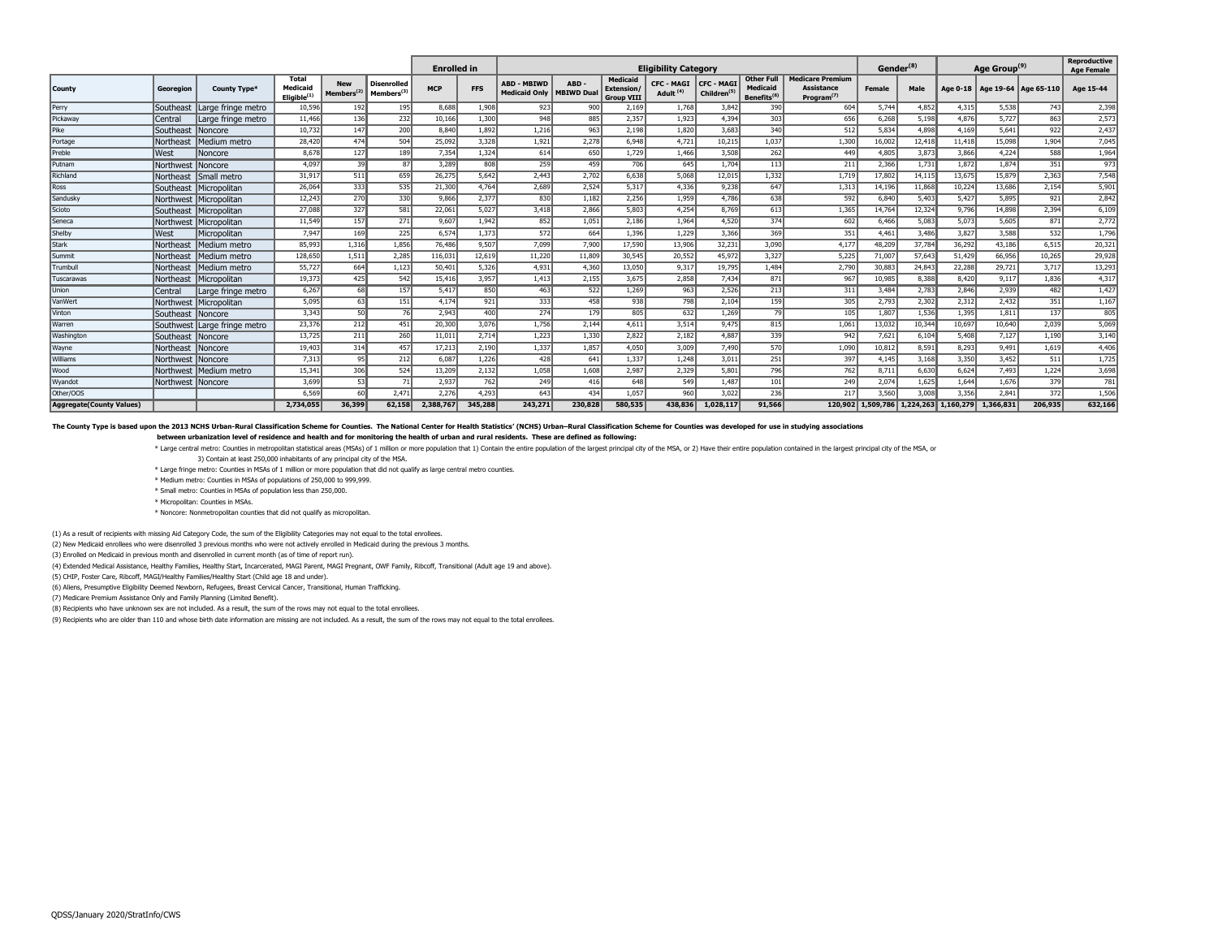| County | Georegion | County Type* | Total Medicaid Eligible[1] | New Members[2] | Disenrolled Members[3] | Enrolled in | | Eligibility Category | | | | | | | | Gender[8] | | Age Group[9] | | | Reproductive Age Female |
|---|---|---|---|---|---|---|---|---|---|---|---|---|---|---|---|---|---|---|---|---|---|
| | | | | | | MCP | FFS | ABD - MBIWD Medicaid Only | ABD - MBIWD Dual | Medicaid Extension/ Group VIII | CFC - MAGI Adult [4] | CFC - MAGI Children[5] | Other Full Medicaid Benefits[6] | Medicare Premium Assistance Program[7] | | Female | Male | Age 0-18 | Age 19-64 | Age 65-110 | Age 15-44 |
| Perry | Southeast | Large fringe metro | 10,596 | 192 | 195 | 8,688 | 1,908 | 923 | 900 | 2,169 | 1,768 | 3,842 | 390 | 604 | | 5,744 | 4,852 | 4,315 | 5,538 | 743 | 2,398 |
| Pickaway | Central | Large fringe metro | 11,466 | 136 | 232 | 10,166 | 1,300 | 948 | 885 | 2,357 | 1,923 | 4,394 | 303 | 656 | | 6,268 | 5,198 | 4,876 | 5,727 | 863 | 2,573 |
| Pike | Southeast | Noncore | 10,732 | 147 | 200 | 8,840 | 1,892 | 1,216 | 963 | 2,198 | 1,820 | 3,683 | 340 | 512 | | 5,834 | 4,898 | 4,169 | 5,641 | 922 | 2,437 |
| Portage | Northeast | Medium metro | 28,420 | 474 | 504 | 25,092 | 3,328 | 1,921 | 2,278 | 6,948 | 4,721 | 10,215 | 1,037 | 1,300 | | 16,002 | 12,418 | 11,418 | 15,098 | 1,904 | 7,045 |
| Preble | West | Noncore | 8,678 | 127 | 189 | 7,354 | 1,324 | 614 | 650 | 1,729 | 1,466 | 3,508 | 262 | 449 | | 4,805 | 3,873 | 3,866 | 4,224 | 588 | 1,964 |
| Putnam | Northwest | Noncore | 4,097 | 39 | 87 | 3,289 | 808 | 259 | 459 | 706 | 645 | 1,704 | 113 | 211 | | 2,366 | 1,731 | 1,872 | 1,874 | 351 | 973 |
| Richland | Northeast | Small metro | 31,917 | 511 | 659 | 26,275 | 5,642 | 2,443 | 2,702 | 6,638 | 5,068 | 12,015 | 1,332 | 1,719 | | 17,802 | 14,115 | 13,675 | 15,879 | 2,363 | 7,548 |
| Ross | Southeast | Micropolitan | 26,064 | 333 | 535 | 21,300 | 4,764 | 2,689 | 2,524 | 5,317 | 4,336 | 9,238 | 647 | 1,313 | | 14,196 | 11,868 | 10,224 | 13,686 | 2,154 | 5,901 |
| Sandusky | Northwest | Micropolitan | 12,243 | 270 | 330 | 9,866 | 2,377 | 830 | 1,182 | 2,256 | 1,959 | 4,786 | 638 | 592 | | 6,840 | 5,403 | 5,427 | 5,895 | 921 | 2,842 |
| Scioto | Southeast | Micropolitan | 27,088 | 327 | 581 | 22,061 | 5,027 | 3,418 | 2,866 | 5,803 | 4,254 | 8,769 | 613 | 1,365 | | 14,764 | 12,324 | 9,796 | 14,898 | 2,394 | 6,109 |
| Seneca | Northwest | Micropolitan | 11,549 | 157 | 271 | 9,607 | 1,942 | 852 | 1,051 | 2,186 | 1,964 | 4,520 | 374 | 602 | | 6,466 | 5,083 | 5,073 | 5,605 | 871 | 2,772 |
| Shelby | West | Micropolitan | 7,947 | 169 | 225 | 6,574 | 1,373 | 572 | 664 | 1,396 | 1,229 | 3,366 | 369 | 351 | | 4,461 | 3,486 | 3,827 | 3,588 | 532 | 1,796 |
| Stark | Northeast | Medium metro | 85,993 | 1,316 | 1,856 | 76,486 | 9,507 | 7,099 | 7,900 | 17,590 | 13,906 | 32,231 | 3,090 | 4,177 | | 48,209 | 37,784 | 36,292 | 43,186 | 6,515 | 20,321 |
| Summit | Northeast | Medium metro | 128,650 | 1,511 | 2,285 | 116,031 | 12,619 | 11,220 | 11,809 | 30,545 | 20,552 | 45,972 | 3,327 | 5,225 | | 71,007 | 57,643 | 51,429 | 66,956 | 10,265 | 29,928 |
| Trumbull | Northeast | Medium metro | 55,727 | 664 | 1,123 | 50,401 | 5,326 | 4,931 | 4,360 | 13,050 | 9,317 | 19,795 | 1,484 | 2,790 | | 30,883 | 24,843 | 22,288 | 29,721 | 3,717 | 13,293 |
| Tuscarawas | Northeast | Micropolitan | 19,373 | 425 | 542 | 15,416 | 3,957 | 1,413 | 2,155 | 3,675 | 2,858 | 7,434 | 871 | 967 | | 10,985 | 8,388 | 8,420 | 9,117 | 1,836 | 4,317 |
| Union | Central | Large fringe metro | 6,267 | 68 | 157 | 5,417 | 850 | 463 | 522 | 1,269 | 963 | 2,526 | 213 | 311 | | 3,484 | 2,783 | 2,846 | 2,939 | 482 | 1,427 |
| VanWert | Northwest | Micropolitan | 5,095 | 63 | 151 | 4,174 | 921 | 333 | 458 | 938 | 798 | 2,104 | 159 | 305 | | 2,793 | 2,302 | 2,312 | 2,432 | 351 | 1,167 |
| Vinton | Southeast | Noncore | 3,343 | 50 | 76 | 2,943 | 400 | 274 | 179 | 805 | 632 | 1,269 | 79 | 105 | | 1,807 | 1,536 | 1,395 | 1,811 | 137 | 805 |
| Warren | Southwest | Large fringe metro | 23,376 | 212 | 451 | 20,300 | 3,076 | 1,756 | 2,144 | 4,611 | 3,514 | 9,475 | 815 | 1,061 | | 13,032 | 10,344 | 10,697 | 10,640 | 2,039 | 5,069 |
| Washington | Southeast | Noncore | 13,725 | 211 | 260 | 11,011 | 2,714 | 1,223 | 1,330 | 2,822 | 2,182 | 4,887 | 339 | 942 | | 7,621 | 6,104 | 5,408 | 7,127 | 1,190 | 3,140 |
| Wayne | Northeast | Noncore | 19,403 | 314 | 457 | 17,213 | 2,190 | 1,337 | 1,857 | 4,050 | 3,009 | 7,490 | 570 | 1,090 | | 10,812 | 8,591 | 8,293 | 9,491 | 1,619 | 4,406 |
| Williams | Northwest | Noncore | 7,313 | 95 | 212 | 6,087 | 1,226 | 428 | 641 | 1,337 | 1,248 | 3,011 | 251 | 397 | | 4,145 | 3,168 | 3,350 | 3,452 | 511 | 1,725 |
| Wood | Northwest | Medium metro | 15,341 | 306 | 524 | 13,209 | 2,132 | 1,058 | 1,608 | 2,987 | 2,329 | 5,801 | 796 | 762 | | 8,711 | 6,630 | 6,624 | 7,493 | 1,224 | 3,698 |
| Wyandot | Northwest | Noncore | 3,699 | 53 | 71 | 2,937 | 762 | 249 | 416 | 648 | 549 | 1,487 | 101 | 249 | | 2,074 | 1,625 | 1,644 | 1,676 | 379 | 781 |
| Other/OOS | | | 6,569 | 60 | 2,471 | 2,276 | 4,293 | 643 | 434 | 1,057 | 960 | 3,022 | 236 | 217 | | 3,560 | 3,008 | 3,356 | 2,841 | 372 | 1,506 |
| **Aggregate(County Values)** | | | **2,734,055** | **36,399** | **62,158** | **2,388,767** | **345,288** | **243,271** | **230,828** | **580,535** | **438,836** | **1,028,117** | **91,566** | **120,902** | | **1,509,786** | **1,224,263** | **1,160,279** | **1,366,831** | **206,935** | **632,166** |

**The County Type is based upon the 2013 NCHS Urban-Rural Classification Scheme for Counties. The National Center for Health Statistics' (NCHS) Urban–Rural Classification Scheme for Counties was developed for use in studying associations between urbanization level of residence and health and for monitoring the health of urban and rural residents. These are defined as following:**

* Large central metro: Counties in metropolitan statistical areas (MSAs) of 1 million or more population that 1) Contain the entire population of the largest principal city of the MSA, or 2) Have their entire population contained in the largest principal city of the MSA, or 3) Contain at least 250,000 inhabitants of any principal city of the MSA.
* Large fringe metro: Counties in MSAs of 1 million or more population that did not qualify as large central metro counties.
* Medium metro: Counties in MSAs of populations of 250,000 to 999,999.
* Small metro: Counties in MSAs of population less than 250,000.
* Micropolitan: Counties in MSAs.
* Noncore: Nonmetropolitan counties that did not qualify as micropolitan.

(1) As a result of recipients with missing Aid Category Code, the sum of the Eligibility Categories may not equal to the total enrollees.

(2) New Medicaid enrollees who were disenrolled 3 previous months who were not actively enrolled in Medicaid during the previous 3 months.

(3) Enrolled on Medicaid in previous month and disenrolled in current month (as of time of report run).

(4) Extended Medical Assistance, Healthy Families, Healthy Start, Incarcerated, MAGI Parent, MAGI Pregnant, OWF Family, Ribcoff, Transitional (Adult age 19 and above).

(5) CHIP, Foster Care, Ribcoff, MAGI/Healthy Families/Healthy Start (Child age 18 and under).

(6) Aliens, Presumptive Eligibility Deemed Newborn, Refugees, Breast Cervical Cancer, Transitional, Human Trafficking.

(7) Medicare Premium Assistance Only and Family Planning (Limited Benefit).

(8) Recipients who have unknown sex are not included. As a result, the sum of the rows may not equal to the total enrollees.

(9) Recipients who are older than 110 and whose birth date information are missing are not included. As a result, the sum of the rows may not equal to the total enrollees.

QDSS/January 2020/StratInfo/CWS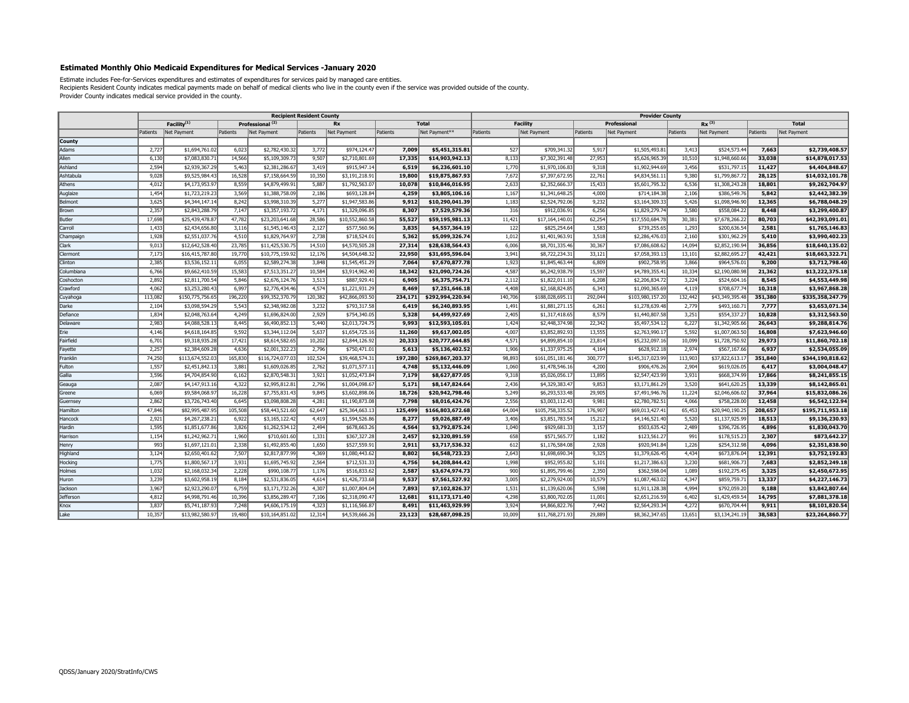### Estimated Monthly Ohio Medicaid Expenditures for Medical Services -January 2020

Estimate includes Fee-for-Services expenditures and estimates of expenditures for services paid by managed care entities.
Recipients Resident County indicates medical payments made on behalf of medical clients who live in the county even if the service was provided outside of the county.
Provider County indicates medical service provided in the county.

| | Recipient Resident County | | | | | | | | Provider County | | | | | | | |
|---|---|---|---|---|---|---|---|---|---|---|---|---|---|---|---|---|
| | Facility[1] | | Professional [2] | | Rx | | Total | | Facility | | Professional | | Rx [3] | | Total | |
| | Patients | Net Payment | Patients | Net Payment | Patients | Net Payment | Patients | Net Payment** | Patients | Net Payment | Patients | Net Payment | Patients | Net Payment | Patients | Net Payment |
| **County** | | | | | | | | | | | | | | | | |
| Adams | 2,727 | $1,694,761.02 | 6,023 | $2,782,430.32 | 3,772 | $974,124.47 | **7,009** | **$5,451,315.81** | 527 | $709,341.32 | 5,917 | $1,505,493.81 | 3,413 | $524,573.44 | **7,663** | **$2,739,408.57** |
| Allen | 6,130 | $7,083,830.71 | 14,566 | $5,109,309.73 | 9,507 | $2,710,801.69 | **17,335** | **$14,903,942.13** | 8,133 | $7,302,391.48 | 27,953 | $5,626,965.39 | 10,510 | $1,948,660.66 | **33,038** | **$14,878,017.53** |
| Ashland | 2,594 | $2,939,367.29 | 5,463 | $2,381,286.67 | 3,419 | $915,947.14 | **6,519** | **$6,236,601.10** | 1,770 | $1,970,106.83 | 9,318 | $1,902,944.69 | 3,456 | $531,797.15 | **11,427** | **$4,404,848.67** |
| Ashtabula | 9,028 | $9,525,984.43 | 16,528 | $7,158,664.59 | 10,350 | $3,191,218.91 | **19,800** | **$19,875,867.93** | 7,672 | $7,397,672.95 | 22,761 | $4,834,561.11 | 9,380 | $1,799,867.72 | **28,125** | **$14,032,101.78** |
| Athens | 4,012 | $4,173,953.97 | 8,559 | $4,879,499.91 | 5,887 | $1,792,563.07 | **10,078** | **$10,846,016.95** | 2,633 | $2,352,666.37 | 15,433 | $5,601,795.32 | 6,536 | $1,308,243.28 | **18,801** | **$9,262,704.97** |
| Auglaize | 1,454 | $1,723,219.23 | 3,569 | $1,388,758.09 | 2,186 | $693,128.84 | **4,259** | **$3,805,106.16** | 1,167 | $1,341,648.25 | 4,000 | $714,184.38 | 2,106 | $386,549.76 | **5,842** | **$2,442,382.39** |
| Belmont | 3,625 | $4,344,147.14 | 8,242 | $3,998,310.39 | 5,277 | $1,947,583.86 | **9,912** | **$10,290,041.39** | 1,183 | $2,524,792.06 | 9,232 | $3,164,309.33 | 5,426 | $1,098,946.90 | **12,365** | **$6,788,048.29** |
| Brown | 2,357 | $2,843,288.79 | 7,147 | $3,357,193.72 | 4,171 | $1,329,096.85 | **8,307** | **$7,529,579.36** | 316 | $912,036.91 | 6,256 | $1,829,279.74 | 3,580 | $558,084.22 | **8,448** | **$3,299,400.87** |
| Butler | 17,698 | $25,439,478.87 | 47,782 | $23,203,641.68 | 28,586 | $10,552,860.58 | **55,527** | **$59,195,981.13** | 11,421 | $17,164,140.01 | 62,254 | $17,550,684.78 | 30,381 | $7,678,266.22 | **80,703** | **$42,393,091.01** |
| Carroll | 1,433 | $2,434,656.80 | 3,116 | $1,545,146.43 | 2,127 | $577,560.96 | **3,835** | **$4,557,364.19** | 122 | $825,254.64 | 1,583 | $739,255.65 | 1,293 | $200,636.54 | **2,581** | **$1,765,146.83** |
| Champaign | 1,928 | $2,551,037.76 | 4,510 | $1,829,764.97 | 2,738 | $718,524.01 | **5,362** | **$5,099,326.74** | 1,012 | $1,401,963.91 | 3,518 | $2,286,476.03 | 2,160 | $301,962.29 | **5,410** | **$3,990,402.23** |
| Clark | 9,013 | $12,642,528.40 | 23,785 | $11,425,530.75 | 14,510 | $4,570,505.28 | **27,314** | **$28,638,564.43** | 6,006 | $8,701,335.46 | 30,367 | $7,086,608.62 | 14,094 | $2,852,190.94 | **36,856** | **$18,640,135.02** |
| Clermont | 7,173 | $16,415,787.80 | 19,770 | $10,775,159.92 | 12,176 | $4,504,648.32 | **22,950** | **$31,695,596.04** | 3,941 | $8,722,234.31 | 33,121 | $7,058,393.13 | 13,101 | $2,882,695.27 | **42,421** | **$18,663,322.71** |
| Clinton | 2,385 | $3,536,152.11 | 6,055 | $2,589,274.38 | 3,848 | $1,545,451.29 | **7,064** | **$7,670,877.78** | 1,923 | $1,845,463.44 | 6,809 | $902,758.95 | 3,866 | $964,576.01 | **9,200** | **$3,712,798.40** |
| Columbiana | 6,766 | $9,662,410.59 | 15,583 | $7,513,351.27 | 10,584 | $3,914,962.40 | **18,342** | **$21,090,724.26** | 4,587 | $6,242,938.79 | 15,597 | $4,789,355.41 | 10,334 | $2,190,080.98 | **21,362** | **$13,222,375.18** |
| Coshocton | 2,892 | $2,811,700.54 | 5,846 | $2,676,124.76 | 3,513 | $887,929.41 | **6,905** | **$6,375,754.71** | 2,112 | $1,822,011.10 | 6,208 | $2,206,834.72 | 3,224 | $524,604.16 | **8,545** | **$4,553,449.98** |
| Crawford | 4,062 | $3,253,280.43 | 6,997 | $2,776,434.46 | 4,574 | $1,221,931.29 | **8,469** | **$7,251,646.18** | 4,408 | $2,168,824.85 | 6,343 | $1,090,365.69 | 4,119 | $708,677.74 | **10,318** | **$3,967,868.28** |
| Cuyahoga | 113,082 | $150,775,756.65 | 196,220 | $99,352,370.79 | 120,382 | $42,866,093.50 | **234,171** | **$292,994,220.94** | 140,706 | $188,028,695.11 | 292,044 | $103,980,157.20 | 132,442 | $43,349,395.48 | **351,380** | **$335,358,247.79** |
| Darke | 2,104 | $3,098,594.29 | 5,543 | $2,348,982.08 | 3,232 | $793,317.58 | **6,419** | **$6,240,893.95** | 1,491 | $1,881,271.15 | 6,261 | $1,278,639.48 | 2,779 | $493,160.71 | **7,777** | **$3,653,071.34** |
| Defiance | 1,834 | $2,048,763.64 | 4,249 | $1,696,824.00 | 2,929 | $754,340.05 | **5,328** | **$4,499,927.69** | 2,405 | $1,317,418.65 | 8,579 | $1,440,807.58 | 3,251 | $554,337.27 | **10,828** | **$3,312,563.50** |
| Delaware | 2,983 | $4,088,528.13 | 8,445 | $6,490,852.13 | 5,440 | $2,013,724.75 | **9,993** | **$12,593,105.01** | 1,424 | $2,448,374.98 | 22,342 | $5,497,534.12 | 6,227 | $1,342,905.66 | **26,643** | **$9,288,814.76** |
| Erie | 4,146 | $4,618,164.85 | 9,592 | $3,344,112.04 | 5,637 | $1,654,725.16 | **11,260** | **$9,617,002.05** | 4,007 | $3,852,892.93 | 13,555 | $2,763,990.17 | 5,592 | $1,007,063.50 | **16,808** | **$7,623,946.60** |
| Fairfield | 6,701 | $9,318,935.28 | 17,421 | $8,614,582.65 | 10,202 | $2,844,126.92 | **20,333** | **$20,777,644.85** | 4,571 | $4,899,854.10 | 23,814 | $5,232,097.16 | 10,099 | $1,728,750.92 | **29,973** | **$11,860,702.18** |
| Fayette | 2,257 | $2,384,609.28 | 4,636 | $2,001,322.23 | 2,796 | $750,471.01 | **5,613** | **$5,136,402.52** | 1,906 | $1,337,975.25 | 4,164 | $628,912.18 | 2,974 | $567,167.66 | **6,937** | **$2,534,055.09** |
| Franklin | 74,250 | $113,674,552.03 | 165,830 | $116,724,077.03 | 102,524 | $39,468,574.31 | **197,280** | **$269,867,203.37** | 98,893 | $161,051,181.46 | 300,777 | $145,317,023.99 | 113,903 | $37,822,613.17 | **351,840** | **$344,190,818.62** |
| Fulton | 1,557 | $2,451,842.13 | 3,881 | $1,609,026.85 | 2,762 | $1,071,577.11 | **4,748** | **$5,132,446.09** | 1,060 | $1,478,546.16 | 4,200 | $906,476.26 | 2,904 | $619,026.05 | **6,417** | **$3,004,048.47** |
| Gallia | 3,596 | $4,704,854.90 | 6,162 | $2,870,548.31 | 3,921 | $1,052,473.84 | **7,179** | **$8,627,877.05** | 9,318 | $5,026,056.17 | 13,895 | $2,547,423.99 | 3,931 | $668,374.99 | **17,866** | **$8,241,855.15** |
| Geauga | 2,087 | $4,147,913.16 | 4,322 | $2,995,812.81 | 2,796 | $1,004,098.67 | **5,171** | **$8,147,824.64** | 2,436 | $4,329,383.47 | 9,853 | $3,171,861.29 | 3,520 | $641,620.25 | **13,339** | **$8,142,865.01** |
| Greene | 6,069 | $9,584,068.97 | 16,228 | $7,755,831.43 | 9,845 | $3,602,898.06 | **18,726** | **$20,942,798.46** | 5,249 | $6,293,533.48 | 29,905 | $7,491,946.76 | 11,224 | $2,046,606.02 | **37,964** | **$15,832,086.26** |
| Guernsey | 2,862 | $3,726,743.40 | 6,645 | $3,098,808.28 | 4,281 | $1,190,873.08 | **7,798** | **$8,016,424.76** | 2,556 | $3,003,112.43 | 9,981 | $2,780,782.51 | 4,066 | $758,228.00 | **12,458** | **$6,542,122.94** |
| Hamilton | 47,846 | $82,995,487.95 | 105,508 | $58,443,521.60 | 62,647 | $25,364,663.13 | **125,499** | **$166,803,672.68** | 64,004 | $105,758,335.52 | 176,907 | $69,013,427.41 | 65,453 | $20,940,190.25 | **208,657** | **$195,711,953.18** |
| Hancock | 2,921 | $4,267,238.21 | 6,922 | $3,165,122.42 | 4,419 | $1,594,526.86 | **8,277** | **$9,026,887.49** | 3,406 | $3,851,783.54 | 15,212 | $4,146,521.40 | 5,520 | $1,137,925.99 | **18,513** | **$9,136,230.93** |
| Hardin | 1,595 | $1,851,677.86 | 3,826 | $1,262,534.12 | 2,494 | $678,663.26 | **4,564** | **$3,792,875.24** | 1,040 | $929,681.33 | 3,157 | $503,635.42 | 2,489 | $396,726.95 | **4,896** | **$1,830,043.70** |
| Harrison | 1,154 | $1,242,962.71 | 1,960 | $710,601.60 | 1,331 | $367,327.28 | **2,457** | **$2,320,891.59** | 658 | $571,565.77 | 1,182 | $123,561.27 | 991 | $178,515.23 | **2,307** | **$873,642.27** |
| Henry | 993 | $1,697,121.01 | 2,338 | $1,492,855.40 | 1,650 | $527,559.91 | **2,911** | **$3,717,536.32** | 612 | $1,176,584.08 | 2,928 | $920,941.84 | 1,226 | $254,312.98 | **4,096** | **$2,351,838.90** |
| Highland | 3,124 | $2,650,401.62 | 7,507 | $2,817,877.99 | 4,369 | $1,080,443.62 | **8,802** | **$6,548,723.23** | 2,643 | $1,698,690.34 | 9,325 | $1,379,626.45 | 4,434 | $673,876.04 | **12,391** | **$3,752,192.83** |
| Hocking | 1,775 | $1,800,567.17 | 3,931 | $1,695,745.92 | 2,564 | $712,531.33 | **4,756** | **$4,208,844.42** | 1,998 | $952,955.82 | 5,101 | $1,217,386.63 | 3,230 | $681,906.73 | **7,683** | **$2,852,249.18** |
| Holmes | 1,032 | $2,168,032.34 | 2,228 | $990,108.77 | 1,176 | $516,833.62 | **2,587** | **$3,674,974.73** | 900 | $1,895,799.46 | 2,350 | $362,598.04 | 1,089 | $192,275.45 | **3,325** | **$2,450,672.95** |
| Huron | 3,239 | $3,602,958.19 | 8,184 | $2,531,836.05 | 4,614 | $1,426,733.68 | **9,537** | **$7,561,527.92** | 3,005 | $2,279,924.00 | 10,579 | $1,087,463.02 | 4,347 | $859,759.71 | **13,337** | **$4,227,146.73** |
| Jackson | 3,967 | $2,923,290.07 | 6,759 | $3,171,732.26 | 4,307 | $1,007,804.04 | **7,893** | **$7,102,826.37** | 1,531 | $1,139,620.06 | 5,598 | $1,911,128.38 | 4,994 | $792,059.20 | **9,188** | **$3,842,807.64** |
| Jefferson | 4,812 | $4,998,791.46 | 10,396 | $3,856,289.47 | 7,106 | $2,318,090.47 | **12,681** | **$11,173,171.40** | 4,298 | $3,800,702.05 | 11,001 | $2,651,216.59 | 6,402 | $1,429,459.54 | **14,795** | **$7,881,378.18** |
| Knox | 3,837 | $5,741,187.93 | 7,248 | $4,606,175.19 | 4,323 | $1,116,566.87 | **8,491** | **$11,463,929.99** | 3,924 | $4,866,822.76 | 7,442 | $2,564,293.34 | 4,272 | $670,704.44 | **9,911** | **$8,101,820.54** |
| Lake | 10,357 | $13,982,580.97 | 19,480 | $10,164,851.02 | 12,314 | $4,539,666.26 | **23,123** | **$28,687,098.25** | 10,009 | $11,768,271.93 | 29,889 | $8,362,347.65 | 13,651 | $3,134,241.19 | **38,583** | **$23,264,860.77** |

QDSS/January 2020/StratInfo/CWS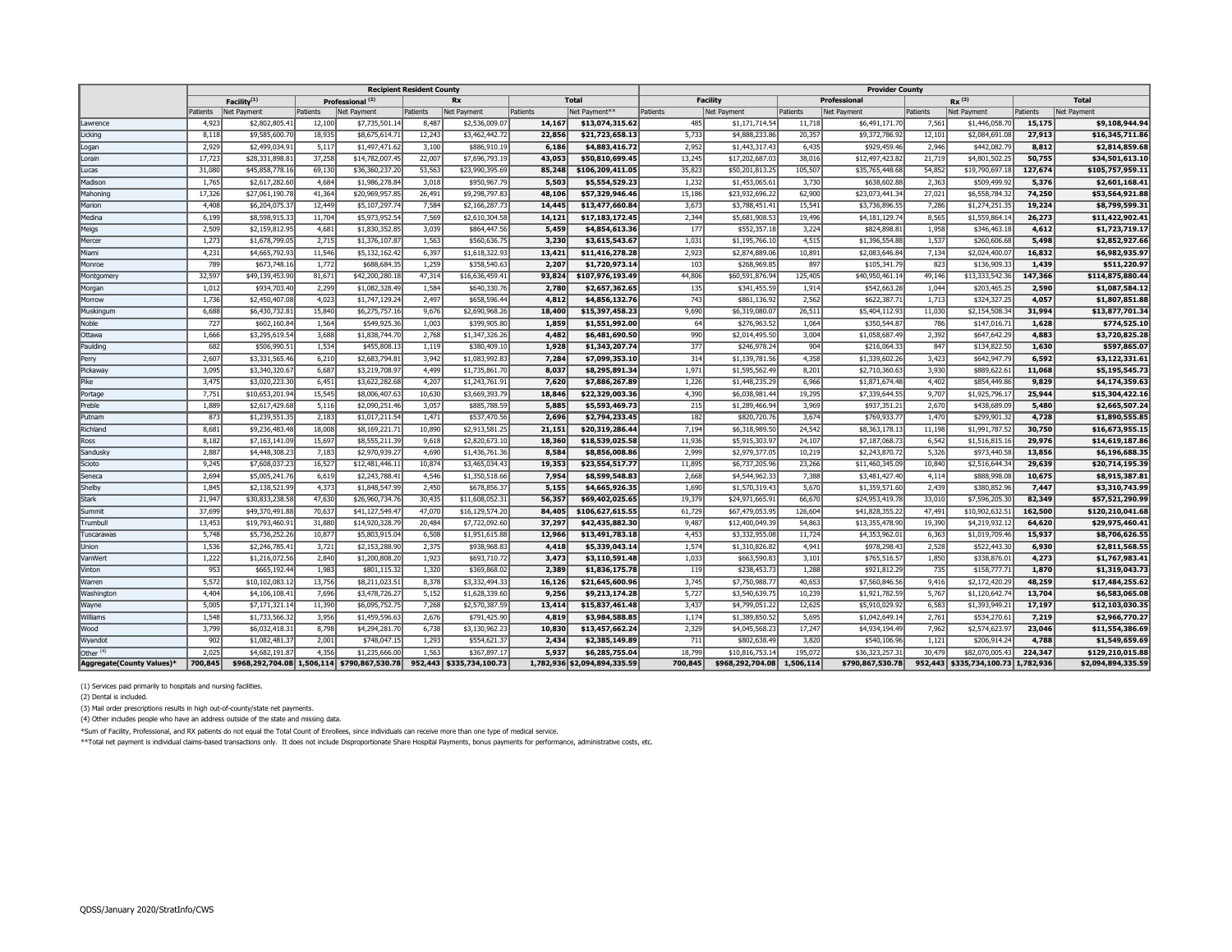| | Recipient Resident County | | | | | | | | Provider County | | | | | | | |
|---|---|---|---|---|---|---|---|---|---|---|---|---|---|---|---|---|
| | Facility[(1)] | | Professional [(2)] | | Rx | | Total | | Facility | | Professional | | Rx [(3)] | | Total | |
| | Patients | Net Payment | Patients | Net Payment | Patients | Net Payment | Patients | Net Payment** | Patients | Net Payment | Patients | Net Payment | Patients | Net Payment | Patients | Net Payment |
| Lawrence | 4,923 | $2,802,805.41 | 12,100 | $7,735,501.14 | 8,487 | $2,536,009.07 | **14,167** | **$13,074,315.62** | 485 | $1,171,714.54 | 11,718 | $6,491,171.70 | 7,561 | $1,446,058.70 | **15,175** | **$9,108,944.94** |
| Licking | 8,118 | $9,585,600.70 | 18,935 | $8,675,614.71 | 12,243 | $3,462,442.72 | **22,856** | **$21,723,658.13** | 5,733 | $4,888,233.86 | 20,357 | $9,372,786.92 | 12,101 | $2,084,691.08 | **27,913** | **$16,345,711.86** |
| Logan | 2,929 | $2,499,034.91 | 5,117 | $1,497,471.62 | 3,100 | $886,910.19 | **6,186** | **$4,883,416.72** | 2,952 | $1,443,317.43 | 6,435 | $929,459.46 | 2,946 | $442,082.79 | **8,812** | **$2,814,859.68** |
| Lorain | 17,723 | $28,331,898.81 | 37,258 | $14,782,007.45 | 22,007 | $7,696,793.19 | **43,053** | **$50,810,699.45** | 13,245 | $17,202,687.03 | 38,016 | $12,497,423.82 | 21,719 | $4,801,502.25 | **50,755** | **$34,501,613.10** |
| Lucas | 31,080 | $45,858,778.16 | 69,130 | $36,360,237.20 | 53,563 | $23,990,395.69 | **85,248** | **$106,209,411.05** | 35,823 | $50,201,813.25 | 105,507 | $35,765,468.68 | 54,852 | $19,790,697.18 | **127,674** | **$105,757,959.11** |
| Madison | 1,765 | $2,617,282.60 | 4,684 | $1,986,278.84 | 3,018 | $950,967.79 | **5,503** | **$5,554,529.23** | 1,232 | $1,453,065.61 | 3,730 | $638,602.88 | 2,363 | $509,499.92 | **5,376** | **$2,601,168.41** |
| Mahoning | 17,326 | $27,061,190.78 | 41,364 | $20,969,957.85 | 26,491 | $9,298,797.83 | **48,106** | **$57,329,946.46** | 15,186 | $23,932,696.22 | 62,900 | $23,073,441.34 | 27,021 | $6,558,784.32 | **74,250** | **$53,564,921.88** |
| Marion | 4,408 | $6,204,075.37 | 12,449 | $5,107,297.74 | 7,584 | $2,166,287.73 | **14,445** | **$13,477,660.84** | 3,673 | $3,788,451.41 | 15,541 | $3,736,896.55 | 7,286 | $1,274,251.35 | **19,224** | **$8,799,599.31** |
| Medina | 6,199 | $8,598,915.33 | 11,704 | $5,973,952.54 | 7,569 | $2,610,304.58 | **14,121** | **$17,183,172.45** | 2,344 | $5,681,908.53 | 19,496 | $4,181,129.74 | 8,565 | $1,559,864.14 | **26,273** | **$11,422,902.41** |
| Meigs | 2,509 | $2,159,812.95 | 4,681 | $1,830,352.85 | 3,039 | $864,447.56 | **5,459** | **$4,854,613.36** | 177 | $552,357.18 | 3,224 | $824,898.81 | 1,958 | $346,463.18 | **4,612** | **$1,723,719.17** |
| Mercer | 1,273 | $1,678,799.05 | 2,715 | $1,376,107.87 | 1,563 | $560,636.75 | **3,230** | **$3,615,543.67** | 1,031 | $1,195,766.10 | 4,515 | $1,396,554.88 | 1,537 | $260,606.68 | **5,498** | **$2,852,927.66** |
| Miami | 4,231 | $4,665,792.93 | 11,546 | $5,132,162.42 | 6,397 | $1,618,322.93 | **13,421** | **$11,416,278.28** | 2,923 | $2,874,889.06 | 10,891 | $2,083,646.84 | 7,134 | $2,024,400.07 | **16,832** | **$6,982,935.97** |
| Monroe | 789 | $673,748.16 | 1,772 | $688,684.35 | 1,259 | $358,540.63 | **2,207** | **$1,720,973.14** | 103 | $268,969.85 | 897 | $105,341.79 | 823 | $136,909.33 | **1,439** | **$511,220.97** |
| Montgomery | 32,597 | $49,139,453.90 | 81,671 | $42,200,280.18 | 47,314 | $16,636,459.41 | **93,824** | **$107,976,193.49** | 44,806 | $60,591,876.94 | 125,405 | $40,950,461.14 | 49,146 | $13,333,542.36 | **147,366** | **$114,875,880.44** |
| Morgan | 1,012 | $934,703.40 | 2,299 | $1,082,328.49 | 1,584 | $640,330.76 | **2,780** | **$2,657,362.65** | 135 | $341,455.59 | 1,914 | $542,663.28 | 1,044 | $203,465.25 | **2,590** | **$1,087,584.12** |
| Morrow | 1,736 | $2,450,407.08 | 4,023 | $1,747,129.24 | 2,497 | $658,596.44 | **4,812** | **$4,856,132.76** | 743 | $861,136.92 | 2,562 | $622,387.71 | 1,713 | $324,327.25 | **4,057** | **$1,807,851.88** |
| Muskingum | 6,688 | $6,430,732.81 | 15,840 | $6,275,757.16 | 9,676 | $2,690,968.26 | **18,400** | **$15,397,458.23** | 9,690 | $6,319,080.07 | 26,511 | $5,404,112.93 | 11,030 | $2,154,508.34 | **31,994** | **$13,877,701.34** |
| Noble | 727 | $602,160.84 | 1,564 | $549,925.36 | 1,003 | $399,905.80 | **1,859** | **$1,551,992.00** | 64 | $276,963.52 | 1,064 | $350,544.87 | 786 | $147,016.71 | **1,628** | **$774,525.10** |
| Ottawa | 1,666 | $3,295,619.54 | 3,688 | $1,838,744.70 | 2,768 | $1,347,326.26 | **4,482** | **$6,481,690.50** | 990 | $2,014,495.50 | 3,004 | $1,058,687.49 | 2,392 | $647,642.29 | **4,883** | **$3,720,825.28** |
| Paulding | 682 | $506,990.51 | 1,534 | $455,808.13 | 1,119 | $380,409.10 | **1,928** | **$1,343,207.74** | 377 | $246,978.24 | 904 | $216,064.33 | 847 | $134,822.50 | **1,630** | **$597,865.07** |
| Perry | 2,607 | $3,331,565.46 | 6,210 | $2,683,794.81 | 3,942 | $1,083,992.83 | **7,284** | **$7,099,353.10** | 314 | $1,139,781.56 | 4,358 | $1,339,602.26 | 3,423 | $642,947.79 | **6,592** | **$3,122,331.61** |
| Pickaway | 3,095 | $3,340,320.67 | 6,687 | $3,219,708.97 | 4,499 | $1,735,861.70 | **8,037** | **$8,295,891.34** | 1,971 | $1,595,562.49 | 8,201 | $2,710,360.63 | 3,930 | $889,622.61 | **11,068** | **$5,195,545.73** |
| Pike | 3,475 | $3,020,223.30 | 6,451 | $3,622,282.68 | 4,207 | $1,243,761.91 | **7,620** | **$7,886,267.89** | 1,226 | $1,448,235.29 | 6,966 | $1,871,674.48 | 4,402 | $854,449.86 | **9,829** | **$4,174,359.63** |
| Portage | 7,751 | $10,653,201.94 | 15,545 | $8,006,407.63 | 10,630 | $3,669,393.79 | **18,846** | **$22,329,003.36** | 4,390 | $6,038,981.44 | 19,295 | $7,339,644.55 | 9,707 | $1,925,796.17 | **25,944** | **$15,304,422.16** |
| Preble | 1,889 | $2,617,429.68 | 5,116 | $2,090,251.46 | 3,057 | $885,788.59 | **5,885** | **$5,593,469.73** | 215 | $1,289,466.94 | 3,969 | $937,351.21 | 2,670 | $438,689.09 | **5,480** | **$2,665,507.24** |
| Putnam | 873 | $1,239,551.35 | 2,183 | $1,017,211.54 | 1,471 | $537,470.56 | **2,696** | **$2,794,233.45** | 182 | $820,720.76 | 3,674 | $769,933.77 | 1,470 | $299,901.32 | **4,728** | **$1,890,555.85** |
| Richland | 8,681 | $9,236,483.48 | 18,008 | $8,169,221.71 | 10,890 | $2,913,581.25 | **21,151** | **$20,319,286.44** | 7,194 | $6,318,989.50 | 24,542 | $8,363,178.13 | 11,198 | $1,991,787.52 | **30,750** | **$16,673,955.15** |
| Ross | 8,182 | $7,163,141.09 | 15,697 | $8,555,211.39 | 9,618 | $2,820,673.10 | **18,360** | **$18,539,025.58** | 11,936 | $5,915,303.97 | 24,107 | $7,187,068.73 | 6,542 | $1,516,815.16 | **29,976** | **$14,619,187.86** |
| Sandusky | 2,887 | $4,448,308.23 | 7,183 | $2,970,939.27 | 4,690 | $1,436,761.36 | **8,584** | **$8,856,008.86** | 2,999 | $2,979,377.05 | 10,219 | $2,243,870.72 | 5,326 | $973,440.58 | **13,856** | **$6,196,688.35** |
| Scioto | 9,245 | $7,608,037.23 | 16,527 | $12,481,446.11 | 10,874 | $3,465,034.43 | **19,353** | **$23,554,517.77** | 11,895 | $6,737,205.96 | 23,266 | $11,460,345.09 | 10,840 | $2,516,644.34 | **29,639** | **$20,714,195.39** |
| Seneca | 2,694 | $5,005,241.76 | 6,619 | $2,243,788.41 | 4,546 | $1,350,518.66 | **7,954** | **$8,599,548.83** | 2,668 | $4,544,962.33 | 7,388 | $3,481,427.40 | 4,114 | $888,998.08 | **10,675** | **$8,915,387.81** |
| Shelby | 1,845 | $2,138,521.99 | 4,373 | $1,848,547.99 | 2,450 | $678,856.37 | **5,155** | **$4,665,926.35** | 1,690 | $1,570,319.43 | 5,670 | $1,359,571.60 | 2,439 | $380,852.96 | **7,447** | **$3,310,743.99** |
| Stark | 21,947 | $30,833,238.58 | 47,630 | $26,960,734.76 | 30,435 | $11,608,052.31 | **56,357** | **$69,402,025.65** | 19,379 | $24,971,665.91 | 66,670 | $24,953,419.78 | 33,010 | $7,596,205.30 | **82,349** | **$57,521,290.99** |
| Summit | 37,699 | $49,370,491.88 | 70,637 | $41,127,549.47 | 47,070 | $16,129,574.20 | **84,405** | **$106,627,615.55** | 61,729 | $67,479,053.95 | 126,604 | $41,828,355.22 | 47,491 | $10,902,632.51 | **162,500** | **$120,210,041.68** |
| Trumbull | 13,453 | $19,793,460.91 | 31,880 | $14,920,328.79 | 20,484 | $7,722,092.60 | **37,297** | **$42,435,882.30** | 9,487 | $12,400,049.39 | 54,863 | $13,355,478.90 | 19,390 | $4,219,932.12 | **64,620** | **$29,975,460.41** |
| Tuscarawas | 5,748 | $5,736,252.26 | 10,877 | $5,803,915.04 | 6,508 | $1,951,615.88 | **12,966** | **$13,491,783.18** | 4,453 | $3,332,955.08 | 11,724 | $4,353,962.01 | 6,363 | $1,019,709.46 | **15,937** | **$8,706,626.55** |
| Union | 1,536 | $2,246,785.41 | 3,721 | $2,153,288.90 | 2,375 | $938,968.83 | **4,418** | **$5,339,043.14** | 1,574 | $1,310,826.82 | 4,941 | $978,298.43 | 2,528 | $522,443.30 | **6,930** | **$2,811,568.55** |
| VanWert | 1,222 | $1,216,072.56 | 2,840 | $1,200,808.20 | 1,923 | $693,710.72 | **3,473** | **$3,110,591.48** | 1,033 | $663,590.83 | 3,101 | $765,516.57 | 1,850 | $338,876.01 | **4,273** | **$1,767,983.41** |
| Vinton | 953 | $665,192.44 | 1,983 | $801,115.32 | 1,320 | $369,868.02 | **2,389** | **$1,836,175.78** | 119 | $238,453.73 | 1,288 | $921,812.29 | 735 | $158,777.71 | **1,870** | **$1,319,043.73** |
| Warren | 5,572 | $10,102,083.12 | 13,756 | $8,211,023.51 | 8,378 | $3,332,494.33 | **16,126** | **$21,645,600.96** | 3,745 | $7,750,988.77 | 40,653 | $7,560,846.56 | 9,416 | $2,172,420.29 | **48,259** | **$17,484,255.62** |
| Washington | 4,404 | $4,106,108.41 | 7,696 | $3,478,726.27 | 5,152 | $1,628,339.60 | **9,256** | **$9,213,174.28** | 5,727 | $3,540,639.75 | 10,239 | $1,921,782.59 | 5,767 | $1,120,642.74 | **13,704** | **$6,583,065.08** |
| Wayne | 5,005 | $7,171,321.14 | 11,390 | $6,095,752.75 | 7,268 | $2,570,387.59 | **13,414** | **$15,837,461.48** | 3,437 | $4,799,051.22 | 12,625 | $5,910,029.92 | 6,583 | $1,393,949.21 | **17,197** | **$12,103,030.35** |
| Williams | 1,548 | $1,733,566.32 | 3,956 | $1,459,596.63 | 2,676 | $791,425.90 | **4,819** | **$3,984,588.85** | 1,174 | $1,389,850.52 | 5,695 | $1,042,649.14 | 2,761 | $534,270.61 | **7,219** | **$2,966,770.27** |
| Wood | 3,799 | $6,032,418.31 | 8,798 | $4,294,281.70 | 6,738 | $3,130,962.23 | **10,830** | **$13,457,662.24** | 2,329 | $4,045,568.23 | 17,247 | $4,934,194.49 | 7,962 | $2,574,623.97 | **23,046** | **$11,554,386.69** |
| Wyandot | 902 | $1,082,481.37 | 2,001 | $748,047.15 | 1,293 | $554,621.37 | **2,434** | **$2,385,149.89** | 711 | $802,638.49 | 3,820 | $540,106.96 | 1,121 | $206,914.24 | **4,788** | **$1,549,659.69** |
| Other [(4)] | 2,025 | $4,682,191.87 | 4,356 | $1,235,666.00 | 1,563 | $367,897.17 | **5,937** | **$6,285,755.04** | 18,799 | $10,816,753.14 | 195,072 | $36,323,257.31 | 30,479 | $82,070,005.43 | **224,347** | **$129,210,015.88** |
| **Aggregate(County Values)*** | **700,845** | **$968,292,704.08** | **1,506,114** | **$790,867,530.78** | **952,443** | **$335,734,100.73** | **1,782,936** | **$2,094,894,335.59** | **700,845** | **$968,292,704.08** | **1,506,114** | **$790,867,530.78** | **952,443** | **$335,734,100.73** | **1,782,936** | **$2,094,894,335.59** |

(1) Services paid primarily to hospitals and nursing facilities.

(2) Dental is included.

(3) Mail order prescriptions results in high out-of-county/state net payments.

(4) Other includes people who have an address outside of the state and missing data.

*Sum of Facility, Professional, and RX patients do not equal the Total Count of Enrollees, since individuals can receive more than one type of medical service.

**Total net payment is individual claims-based transactions only. It does not include Disproportionate Share Hospital Payments, bonus payments for performance, administrative costs, etc.

QDSS/January 2020/StratInfo/CWS